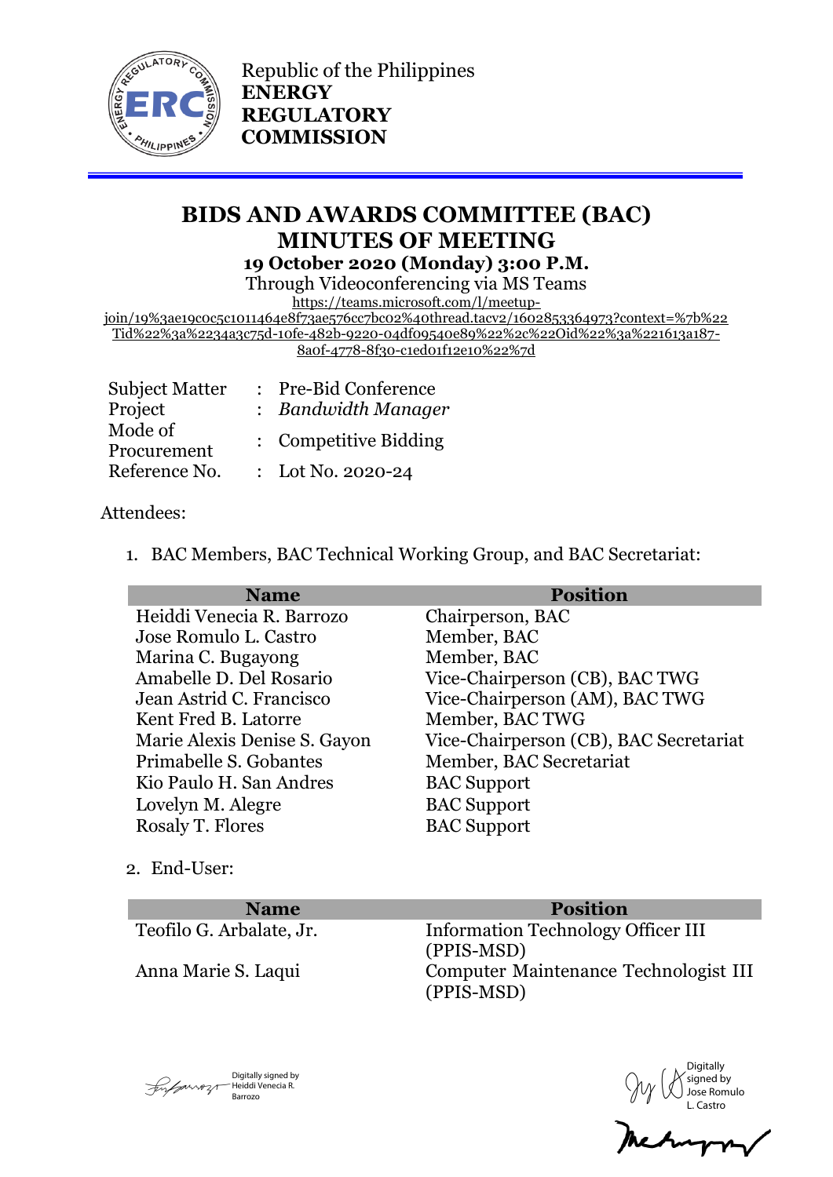Republic of the Philippines
**ENERGY REGULATORY COMMISSION**

# BIDS AND AWARDS COMMITTEE (BAC) MINUTES OF MEETING

**19 October 2020 (Monday) 3:00 P.M.**

Through Videoconferencing via MS Teams

https://teams.microsoft.com/l/meetup-join/19%3ae19c0c5c1011464e8f73ae576cc7bc02%40thread.tacv2/1602853364973?context=%7b%22Tid%22%3a%2234a3c75d-10fe-482b-9220-04df09540e89%22%2c%22Oid%22%3a%221613a187-8a0f-4778-8f30-c1ed01f12e10%22%7d

| | | |
|---|---|---|
| Subject Matter | : | Pre-Bid Conference |
| Project | : | *Bandwidth Manager* |
| Mode of Procurement | : | Competitive Bidding |
| Reference No. | : | Lot No. 2020-24 |

Attendees:

1. BAC Members, BAC Technical Working Group, and BAC Secretariat:

| Name | Position |
|---|---|
| Heiddi Venecia R. Barrozo | Chairperson, BAC |
| Jose Romulo L. Castro | Member, BAC |
| Marina C. Bugayong | Member, BAC |
| Amabelle D. Del Rosario | Vice-Chairperson (CB), BAC TWG |
| Jean Astrid C. Francisco | Vice-Chairperson (AM), BAC TWG |
| Kent Fred B. Latorre | Member, BAC TWG |
| Marie Alexis Denise S. Gayon | Vice-Chairperson (CB), BAC Secretariat |
| Primabelle S. Gobantes | Member, BAC Secretariat |
| Kio Paulo H. San Andres | BAC Support |
| Lovelyn M. Alegre | BAC Support |
| Rosaly T. Flores | BAC Support |

2. End-User:

| Name | Position |
|---|---|
| Teofilo G. Arbalate, Jr. | Information Technology Officer III (PPIS-MSD) |
| Anna Marie S. Laqui | Computer Maintenance Technologist III (PPIS-MSD) |

Digitally signed by Heiddi Venecia R. Barrozo

Digitally signed by Jose Romulo L. Castro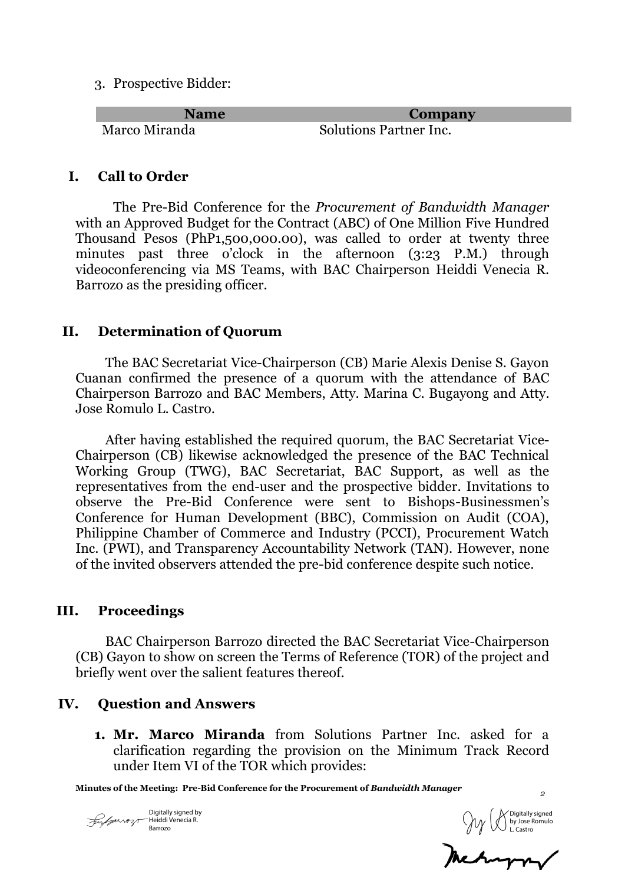3. Prospective Bidder:

| Name | Company |
| --- | --- |
| Marco Miranda | Solutions Partner Inc. |

## I. Call to Order

The Pre-Bid Conference for the *Procurement of Bandwidth Manager* with an Approved Budget for the Contract (ABC) of One Million Five Hundred Thousand Pesos (PhP1,500,000.00), was called to order at twenty three minutes past three o'clock in the afternoon (3:23 P.M.) through videoconferencing via MS Teams, with BAC Chairperson Heiddi Venecia R. Barrozo as the presiding officer.

## II. Determination of Quorum

The BAC Secretariat Vice-Chairperson (CB) Marie Alexis Denise S. Gayon Cuanan confirmed the presence of a quorum with the attendance of BAC Chairperson Barrozo and BAC Members, Atty. Marina C. Bugayong and Atty. Jose Romulo L. Castro.

After having established the required quorum, the BAC Secretariat Vice-Chairperson (CB) likewise acknowledged the presence of the BAC Technical Working Group (TWG), BAC Secretariat, BAC Support, as well as the representatives from the end-user and the prospective bidder. Invitations to observe the Pre-Bid Conference were sent to Bishops-Businessmen's Conference for Human Development (BBC), Commission on Audit (COA), Philippine Chamber of Commerce and Industry (PCCI), Procurement Watch Inc. (PWI), and Transparency Accountability Network (TAN). However, none of the invited observers attended the pre-bid conference despite such notice.

## III. Proceedings

BAC Chairperson Barrozo directed the BAC Secretariat Vice-Chairperson (CB) Gayon to show on screen the Terms of Reference (TOR) of the project and briefly went over the salient features thereof.

## IV. Question and Answers

1. **Mr. Marco Miranda** from Solutions Partner Inc. asked for a clarification regarding the provision on the Minimum Track Record under Item VI of the TOR which provides: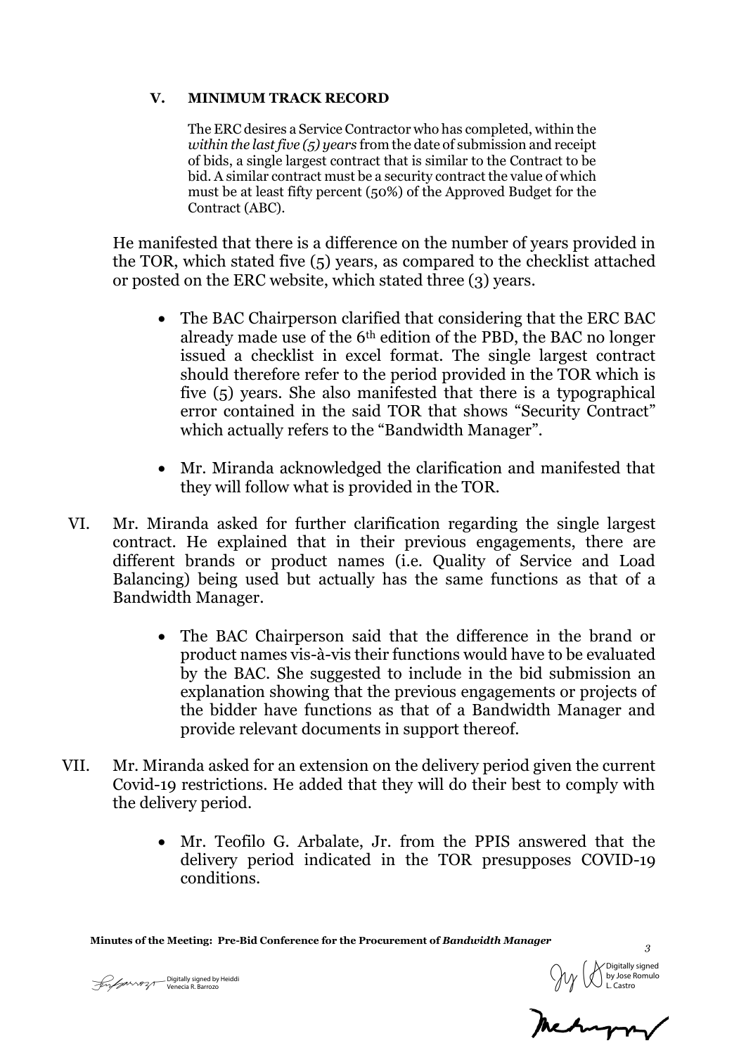**V. MINIMUM TRACK RECORD**

> The ERC desires a Service Contractor who has completed, within the *within the last five (5) years* from the date of submission and receipt of bids, a single largest contract that is similar to the Contract to be bid. A similar contract must be a security contract the value of which must be at least fifty percent (50%) of the Approved Budget for the Contract (ABC).

He manifested that there is a difference on the number of years provided in the TOR, which stated five (5) years, as compared to the checklist attached or posted on the ERC website, which stated three (3) years.

- The BAC Chairperson clarified that considering that the ERC BAC already made use of the 6th edition of the PBD, the BAC no longer issued a checklist in excel format. The single largest contract should therefore refer to the period provided in the TOR which is five (5) years. She also manifested that there is a typographical error contained in the said TOR that shows "Security Contract" which actually refers to the "Bandwidth Manager".

- Mr. Miranda acknowledged the clarification and manifested that they will follow what is provided in the TOR.

VI. Mr. Miranda asked for further clarification regarding the single largest contract. He explained that in their previous engagements, there are different brands or product names (i.e. Quality of Service and Load Balancing) being used but actually has the same functions as that of a Bandwidth Manager.

- The BAC Chairperson said that the difference in the brand or product names vis-à-vis their functions would have to be evaluated by the BAC. She suggested to include in the bid submission an explanation showing that the previous engagements or projects of the bidder have functions as that of a Bandwidth Manager and provide relevant documents in support thereof.

VII. Mr. Miranda asked for an extension on the delivery period given the current Covid-19 restrictions. He added that they will do their best to comply with the delivery period.

- Mr. Teofilo G. Arbalate, Jr. from the PPIS answered that the delivery period indicated in the TOR presupposes COVID-19 conditions.

Digitally signed by Heiddi Venecia R. Barrozo

Digitally signed by Jose Romulo L. Castro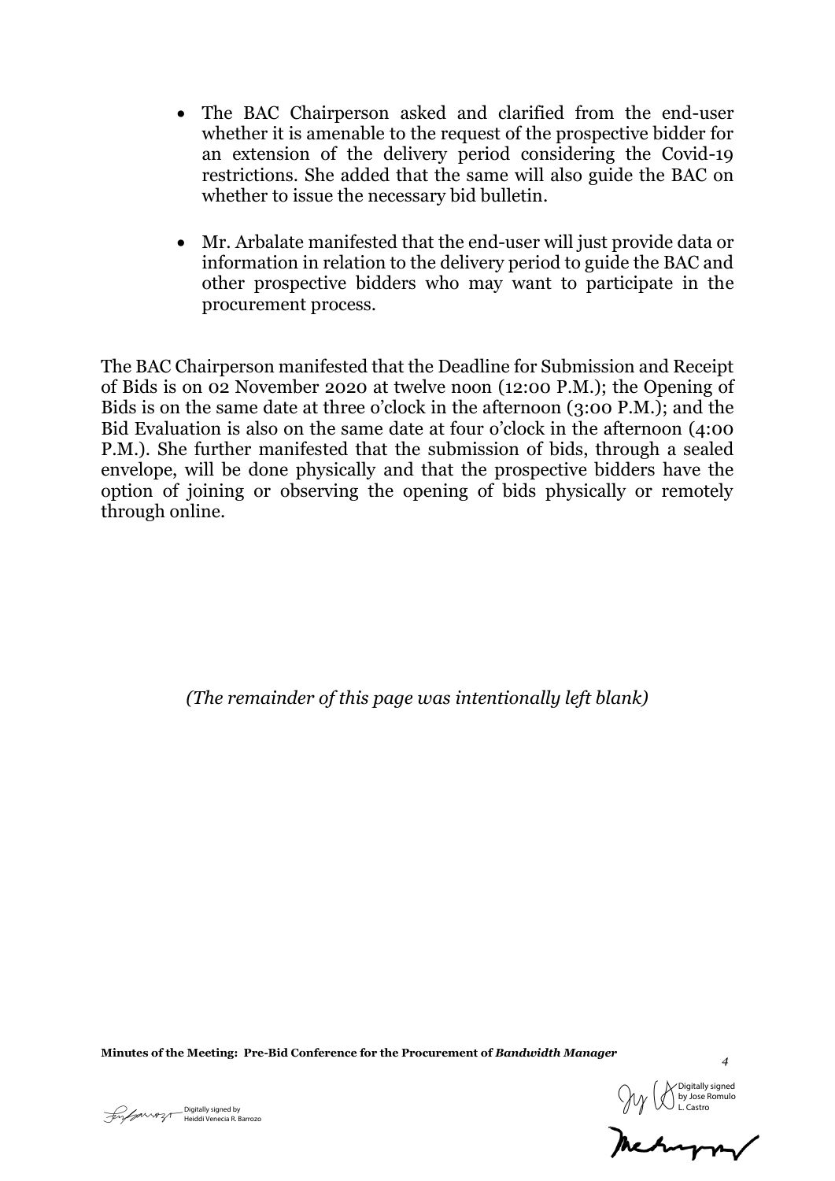- The BAC Chairperson asked and clarified from the end-user whether it is amenable to the request of the prospective bidder for an extension of the delivery period considering the Covid-19 restrictions. She added that the same will also guide the BAC on whether to issue the necessary bid bulletin.

- Mr. Arbalate manifested that the end-user will just provide data or information in relation to the delivery period to guide the BAC and other prospective bidders who may want to participate in the procurement process.

The BAC Chairperson manifested that the Deadline for Submission and Receipt of Bids is on 02 November 2020 at twelve noon (12:00 P.M.); the Opening of Bids is on the same date at three o'clock in the afternoon (3:00 P.M.); and the Bid Evaluation is also on the same date at four o'clock in the afternoon (4:00 P.M.). She further manifested that the submission of bids, through a sealed envelope, will be done physically and that the prospective bidders have the option of joining or observing the opening of bids physically or remotely through online.

*(The remainder of this page was intentionally left blank)*

Digitally signed by Heiddi Venecia R. Barrozo

Digitally signed by Jose Romulo L. Castro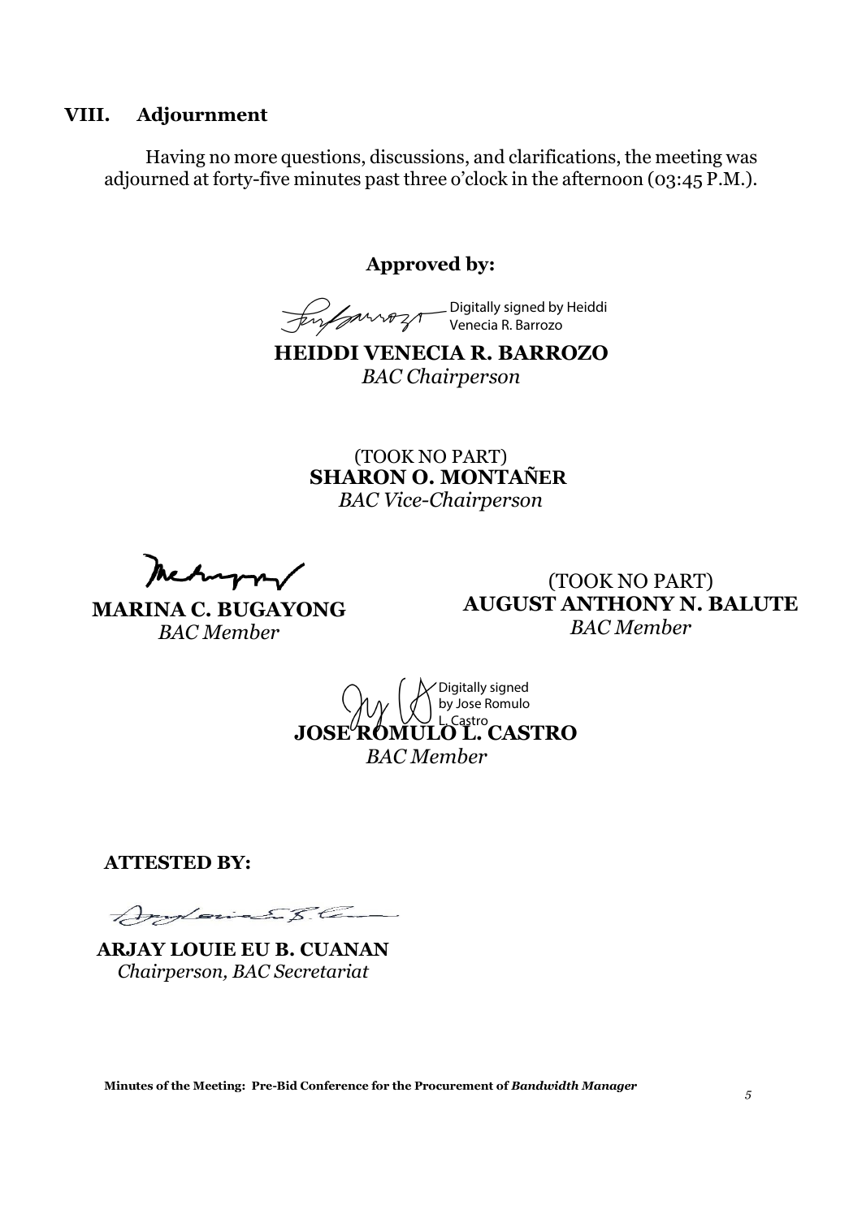## VIII. Adjournment

Having no more questions, discussions, and clarifications, the meeting was adjourned at forty-five minutes past three o'clock in the afternoon (03:45 P.M.).

**Approved by:**

Digitally signed by Heiddi Venecia R. Barrozo

**HEIDDI VENECIA R. BARROZO**
*BAC Chairperson*

(TOOK NO PART)
**SHARON O. MONTAÑER**
*BAC Vice-Chairperson*

**MARINA C. BUGAYONG**
*BAC Member*

(TOOK NO PART)
**AUGUST ANTHONY N. BALUTE**
*BAC Member*

Digitally signed by Jose Romulo L. Castro

**JOSE ROMULO L. CASTRO**
*BAC Member*

**ATTESTED BY:**

**ARJAY LOUIE EU B. CUANAN**
*Chairperson, BAC Secretariat*

**Minutes of the Meeting: Pre-Bid Conference for the Procurement of *Bandwidth Manager***